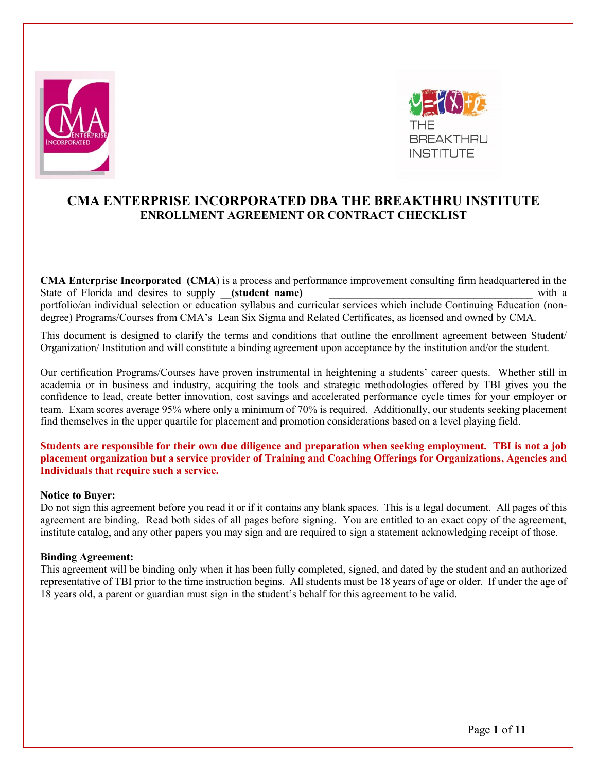# CMA ENTERPRISE INCORPORATED DBA THE BREAKTHRU INSTITUTE

## ENROLLMENT AGREEMENT OR CONTRACT CHECKLIST

**CMA Enterprise Incorporated (CMA**) is a process and performance improvement consulting firm headquartered in the State of Florida and desires to supply **__(student name)** _______________________________________ with a portfolio/an individual selection or education syllabus and curricular services which include Continuing Education (non-degree) Programs/Courses from CMA's Lean Six Sigma and Related Certificates, as licensed and owned by CMA.

This document is designed to clarify the terms and conditions that outline the enrollment agreement between Student/ Organization/ Institution and will constitute a binding agreement upon acceptance by the institution and/or the student.

Our certification Programs/Courses have proven instrumental in heightening a students' career quests. Whether still in academia or in business and industry, acquiring the tools and strategic methodologies offered by TBI gives you the confidence to lead, create better innovation, cost savings and accelerated performance cycle times for your employer or team. Exam scores average 95% where only a minimum of 70% is required. Additionally, our students seeking placement find themselves in the upper quartile for placement and promotion considerations based on a level playing field.

**Students are responsible for their own due diligence and preparation when seeking employment. TBI is not a job placement organization but a service provider of Training and Coaching Offerings for Organizations, Agencies and Individuals that require such a service.**

**Notice to Buyer:**

Do not sign this agreement before you read it or if it contains any blank spaces. This is a legal document. All pages of this agreement are binding. Read both sides of all pages before signing. You are entitled to an exact copy of the agreement, institute catalog, and any other papers you may sign and are required to sign a statement acknowledging receipt of those.

**Binding Agreement:**

This agreement will be binding only when it has been fully completed, signed, and dated by the student and an authorized representative of TBI prior to the time instruction begins. All students must be 18 years of age or older. If under the age of 18 years old, a parent or guardian must sign in the student's behalf for this agreement to be valid.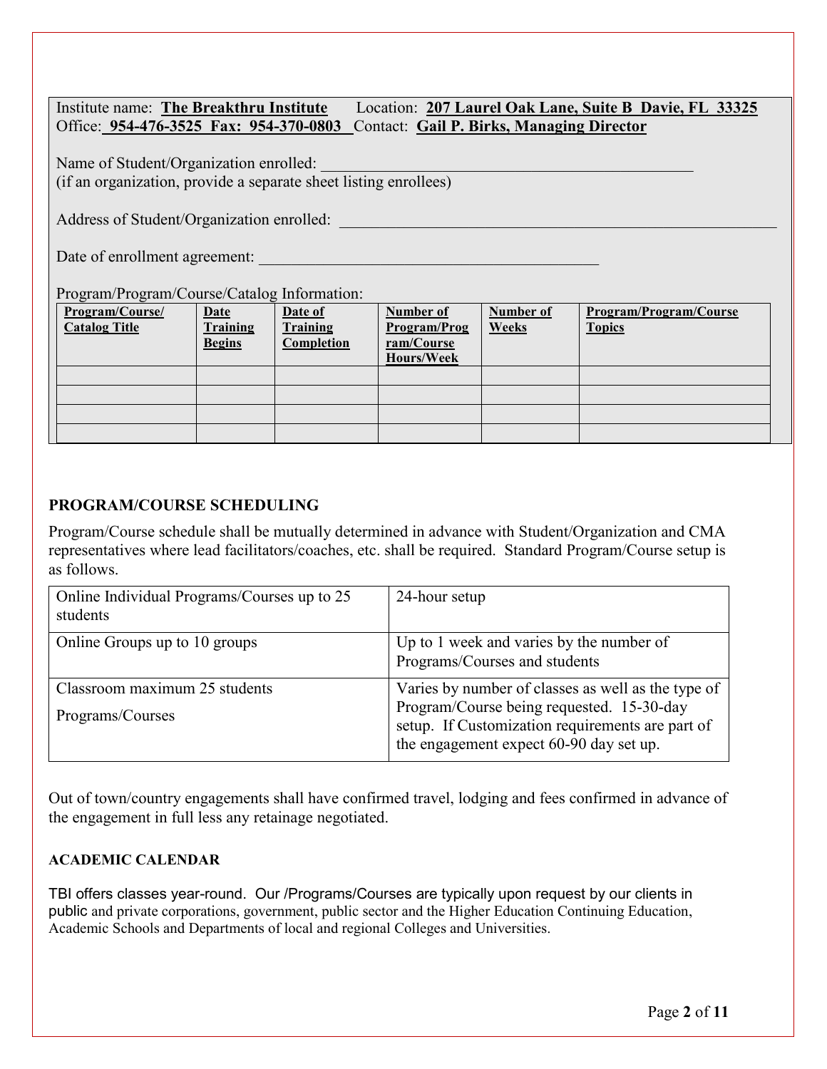Institute name: **The Breakthru Institute** Location: **207 Laurel Oak Lane, Suite B Davie, FL 33325**
Office: **954-476-3525 Fax: 954-370-0803** Contact: **Gail P. Birks, Managing Director**

Name of Student/Organization enrolled: ______________________________________________
(if an organization, provide a separate sheet listing enrollees)

Address of Student/Organization enrolled: ______________________________________________________

Date of enrollment agreement: __________________________________________

Program/Program/Course/Catalog Information:

| Program/Course/ Catalog Title | Date Training Begins | Date of Training Completion | Number of Program/Program/Course Hours/Week | Number of Weeks | Program/Program/Course Topics |
|---|---|---|---|---|---|
| | | | | | |
| | | | | | |
| | | | | | |
| | | | | | |

## PROGRAM/COURSE SCHEDULING

Program/Course schedule shall be mutually determined in advance with Student/Organization and CMA representatives where lead facilitators/coaches, etc. shall be required. Standard Program/Course setup is as follows.

| | |
|---|---|
| Online Individual Programs/Courses up to 25 students | 24-hour setup |
| Online Groups up to 10 groups | Up to 1 week and varies by the number of Programs/Courses and students |
| Classroom maximum 25 students<br>Programs/Courses | Varies by number of classes as well as the type of Program/Course being requested. 15-30-day setup. If Customization requirements are part of the engagement expect 60-90 day set up. |

Out of town/country engagements shall have confirmed travel, lodging and fees confirmed in advance of the engagement in full less any retainage negotiated.

### ACADEMIC CALENDAR

TBI offers classes year-round. Our /Programs/Courses are typically upon request by our clients in public and private corporations, government, public sector and the Higher Education Continuing Education, Academic Schools and Departments of local and regional Colleges and Universities.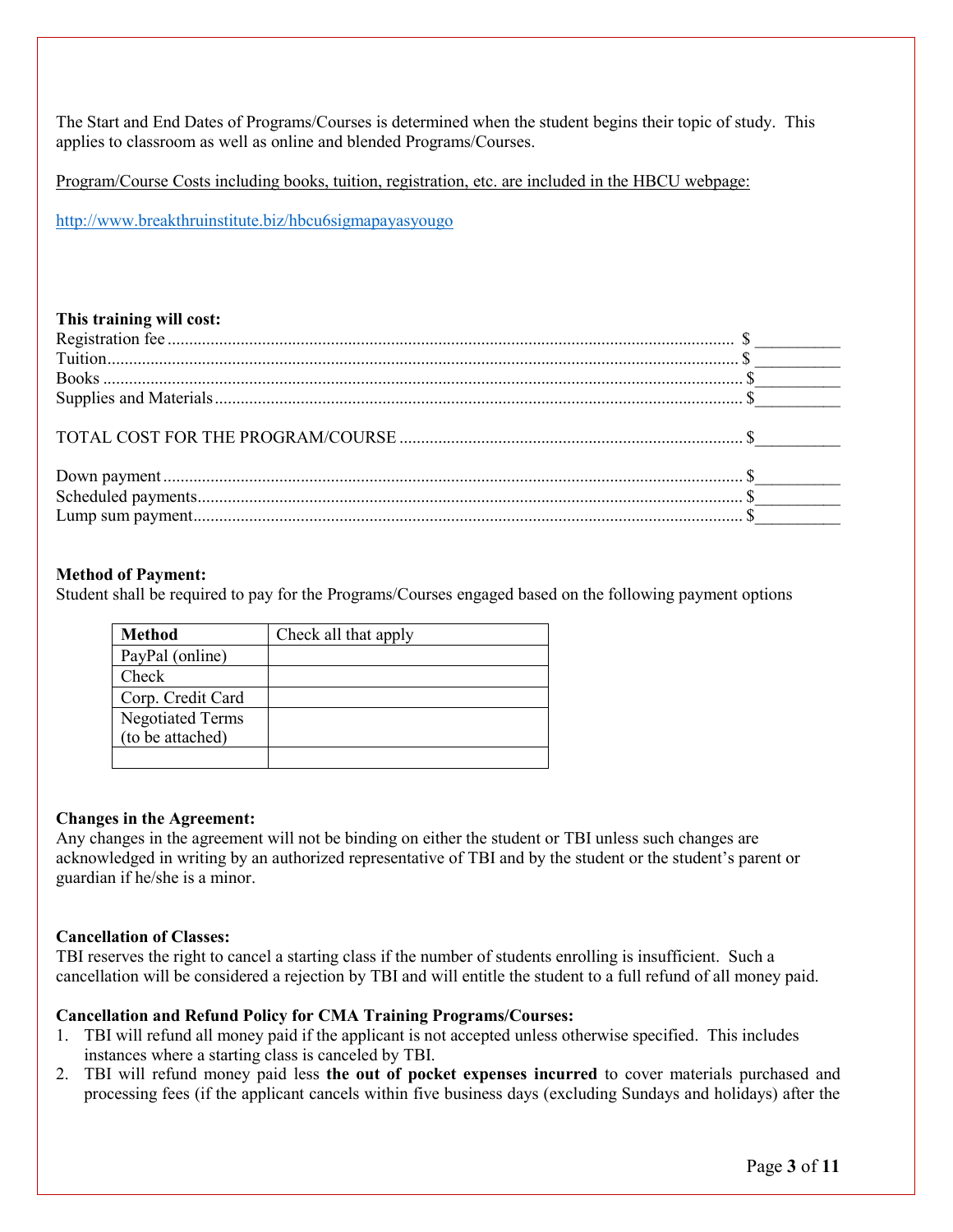The Start and End Dates of Programs/Courses is determined when the student begins their topic of study. This applies to classroom as well as online and blended Programs/Courses.

Program/Course Costs including books, tuition, registration, etc. are included in the HBCU webpage:

http://www.breakthruinstitute.biz/hbcu6sigmapayasyougo

**This training will cost:**

Registration fee .................................................................................................................................. $ __________
Tuition................................................................................................................................................ $ __________
Books .................................................................................................................................................. $__________
Supplies and Materials......................................................................................................................... $__________

TOTAL COST FOR THE PROGRAM/COURSE ............................................................................... $__________

Down payment .................................................................................................................................... $__________
Scheduled payments............................................................................................................................. $__________
Lump sum payment.............................................................................................................................. $__________

**Method of Payment:**
Student shall be required to pay for the Programs/Courses engaged based on the following payment options

| Method | Check all that apply |
|---|---|
| PayPal (online) | |
| Check | |
| Corp. Credit Card | |
| Negotiated Terms (to be attached) | |
| | |

**Changes in the Agreement:**
Any changes in the agreement will not be binding on either the student or TBI unless such changes are acknowledged in writing by an authorized representative of TBI and by the student or the student's parent or guardian if he/she is a minor.

**Cancellation of Classes:**
TBI reserves the right to cancel a starting class if the number of students enrolling is insufficient. Such a cancellation will be considered a rejection by TBI and will entitle the student to a full refund of all money paid.

**Cancellation and Refund Policy for CMA Training Programs/Courses:**

1. TBI will refund all money paid if the applicant is not accepted unless otherwise specified. This includes instances where a starting class is canceled by TBI.
2. TBI will refund money paid less **the out of pocket expenses incurred** to cover materials purchased and processing fees (if the applicant cancels within five business days (excluding Sundays and holidays) after the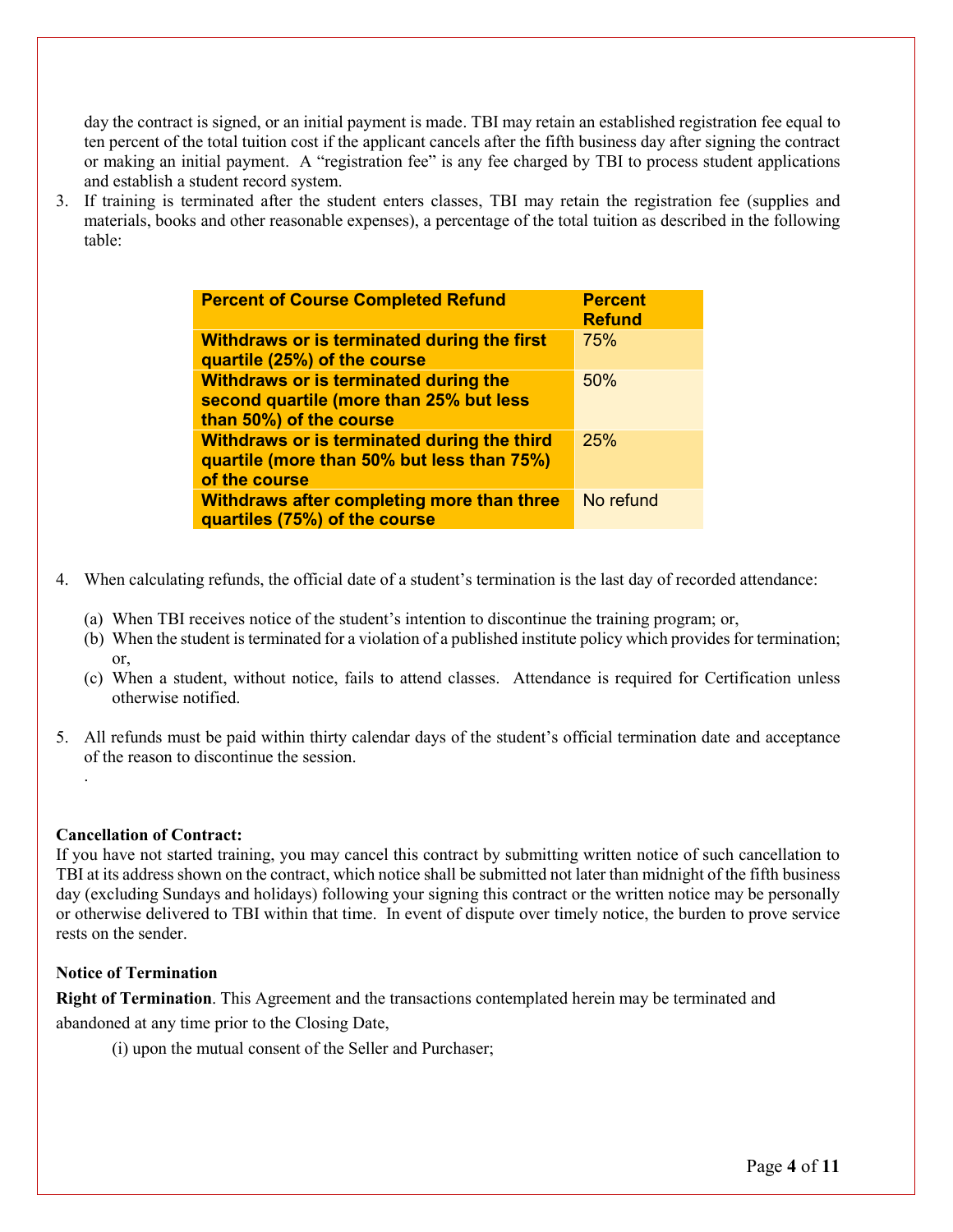day the contract is signed, or an initial payment is made. TBI may retain an established registration fee equal to ten percent of the total tuition cost if the applicant cancels after the fifth business day after signing the contract or making an initial payment. A "registration fee" is any fee charged by TBI to process student applications and establish a student record system.

3. If training is terminated after the student enters classes, TBI may retain the registration fee (supplies and materials, books and other reasonable expenses), a percentage of the total tuition as described in the following table:

| **Percent of Course Completed Refund** | **Percent Refund** |
|---|---|
| **Withdraws or is terminated during the first quartile (25%) of the course** | 75% |
| **Withdraws or is terminated during the second quartile (more than 25% but less than 50%) of the course** | 50% |
| **Withdraws or is terminated during the third quartile (more than 50% but less than 75%) of the course** | 25% |
| **Withdraws after completing more than three quartiles (75%) of the course** | No refund |

4. When calculating refunds, the official date of a student's termination is the last day of recorded attendance:

   (a) When TBI receives notice of the student's intention to discontinue the training program; or,
   (b) When the student is terminated for a violation of a published institute policy which provides for termination; or,
   (c) When a student, without notice, fails to attend classes. Attendance is required for Certification unless otherwise notified.

5. All refunds must be paid within thirty calendar days of the student's official termination date and acceptance of the reason to discontinue the session.

.

**Cancellation of Contract:**
If you have not started training, you may cancel this contract by submitting written notice of such cancellation to TBI at its address shown on the contract, which notice shall be submitted not later than midnight of the fifth business day (excluding Sundays and holidays) following your signing this contract or the written notice may be personally or otherwise delivered to TBI within that time. In event of dispute over timely notice, the burden to prove service rests on the sender.

**Notice of Termination**

**Right of Termination**. This Agreement and the transactions contemplated herein may be terminated and abandoned at any time prior to the Closing Date,

(i) upon the mutual consent of the Seller and Purchaser;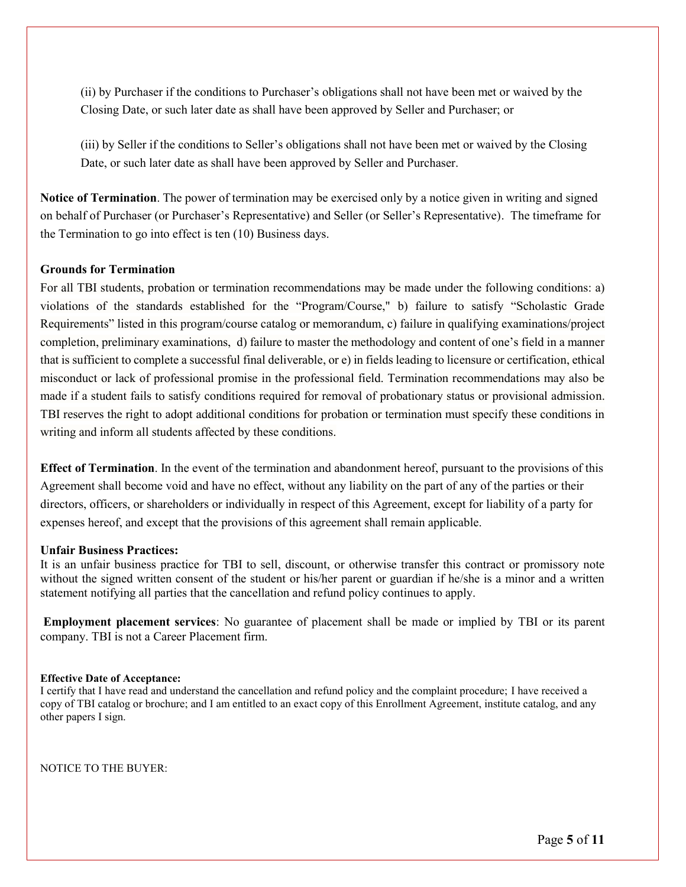(ii) by Purchaser if the conditions to Purchaser's obligations shall not have been met or waived by the Closing Date, or such later date as shall have been approved by Seller and Purchaser; or

(iii) by Seller if the conditions to Seller's obligations shall not have been met or waived by the Closing Date, or such later date as shall have been approved by Seller and Purchaser.

**Notice of Termination**. The power of termination may be exercised only by a notice given in writing and signed on behalf of Purchaser (or Purchaser's Representative) and Seller (or Seller's Representative). The timeframe for the Termination to go into effect is ten (10) Business days.

**Grounds for Termination**

For all TBI students, probation or termination recommendations may be made under the following conditions: a) violations of the standards established for the "Program/Course," b) failure to satisfy "Scholastic Grade Requirements" listed in this program/course catalog or memorandum, c) failure in qualifying examinations/project completion, preliminary examinations, d) failure to master the methodology and content of one's field in a manner that is sufficient to complete a successful final deliverable, or e) in fields leading to licensure or certification, ethical misconduct or lack of professional promise in the professional field. Termination recommendations may also be made if a student fails to satisfy conditions required for removal of probationary status or provisional admission. TBI reserves the right to adopt additional conditions for probation or termination must specify these conditions in writing and inform all students affected by these conditions.

**Effect of Termination**. In the event of the termination and abandonment hereof, pursuant to the provisions of this Agreement shall become void and have no effect, without any liability on the part of any of the parties or their directors, officers, or shareholders or individually in respect of this Agreement, except for liability of a party for expenses hereof, and except that the provisions of this agreement shall remain applicable.

**Unfair Business Practices:**

It is an unfair business practice for TBI to sell, discount, or otherwise transfer this contract or promissory note without the signed written consent of the student or his/her parent or guardian if he/she is a minor and a written statement notifying all parties that the cancellation and refund policy continues to apply.

**Employment placement services**: No guarantee of placement shall be made or implied by TBI or its parent company. TBI is not a Career Placement firm.

**Effective Date of Acceptance:**

I certify that I have read and understand the cancellation and refund policy and the complaint procedure; I have received a copy of TBI catalog or brochure; and I am entitled to an exact copy of this Enrollment Agreement, institute catalog, and any other papers I sign.

NOTICE TO THE BUYER: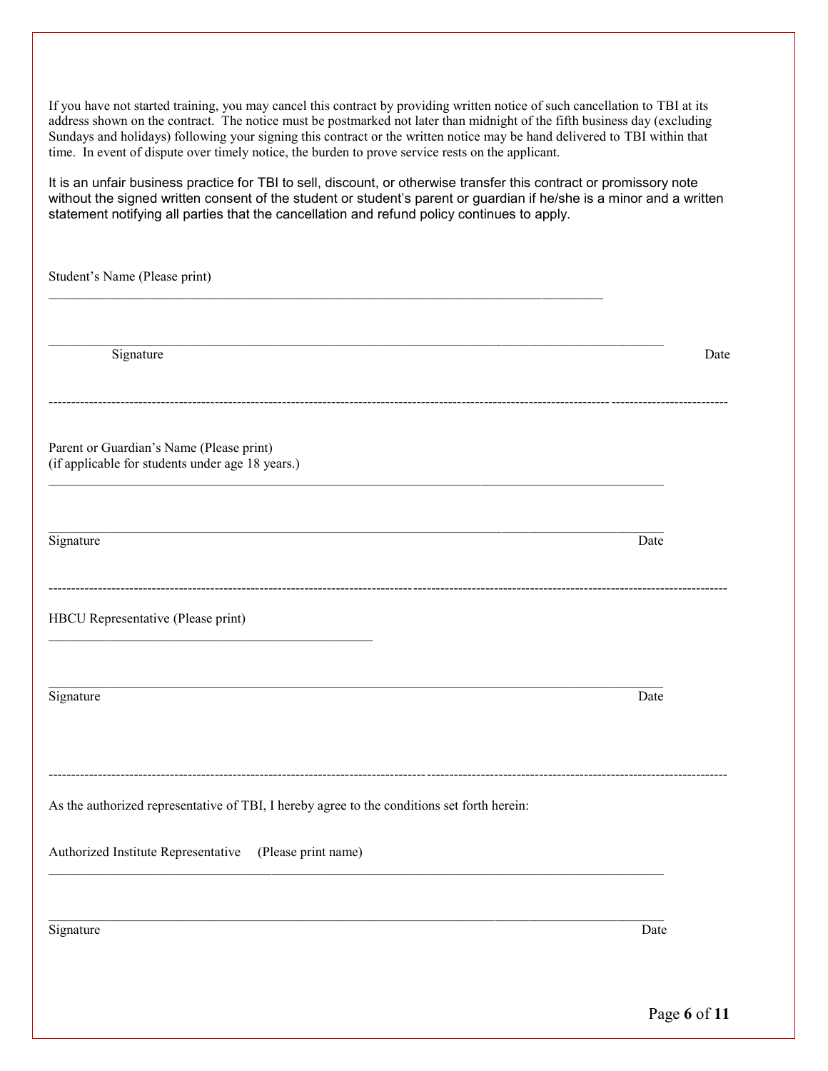If you have not started training, you may cancel this contract by providing written notice of such cancellation to TBI at its address shown on the contract. The notice must be postmarked not later than midnight of the fifth business day (excluding Sundays and holidays) following your signing this contract or the written notice may be hand delivered to TBI within that time. In event of dispute over timely notice, the burden to prove service rests on the applicant.

It is an unfair business practice for TBI to sell, discount, or otherwise transfer this contract or promissory note without the signed written consent of the student or student's parent or guardian if he/she is a minor and a written statement notifying all parties that the cancellation and refund policy continues to apply.

Student's Name (Please print)

_______________________________________________________________________________

_______________________________________________________________________________

Signature                                                                                                                                                   Date

---

Parent or Guardian's Name (Please print)
(if applicable for students under age 18 years.)

_______________________________________________________________________________

_______________________________________________________________________________

Signature                                                                                                                                                   Date

---

HBCU Representative (Please print)

_______________________________________________

_______________________________________________________________________________

Signature                                                                                                                                                   Date

---

As the authorized representative of TBI, I hereby agree to the conditions set forth herein:

Authorized Institute Representative (Please print name)

_______________________________________________________________________________

_______________________________________________________________________________

Signature                                                                                                                                                   Date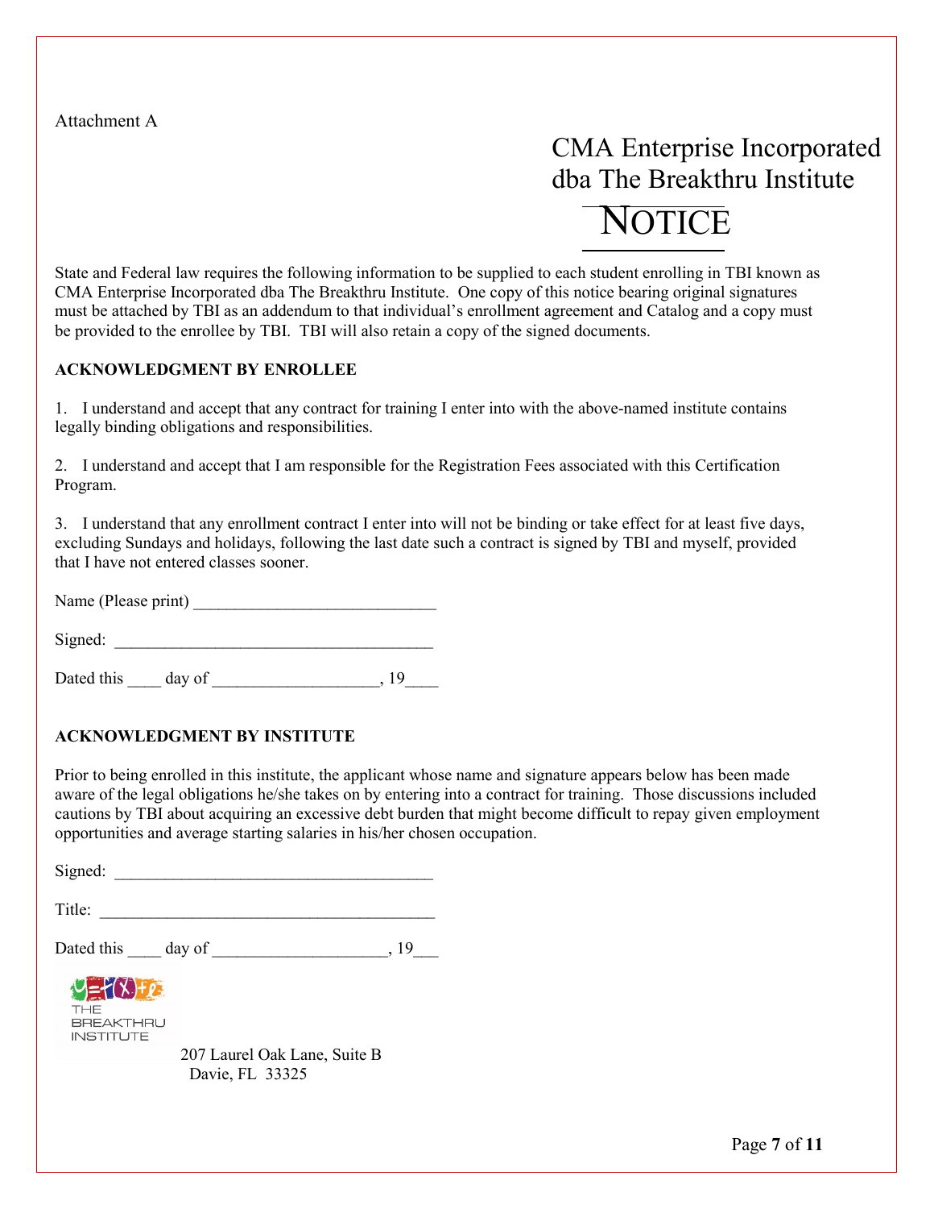Attachment A

CMA Enterprise Incorporated
dba The Breakthru Institute

# NOTICE

State and Federal law requires the following information to be supplied to each student enrolling in TBI known as CMA Enterprise Incorporated dba The Breakthru Institute. One copy of this notice bearing original signatures must be attached by TBI as an addendum to that individual's enrollment agreement and Catalog and a copy must be provided to the enrollee by TBI. TBI will also retain a copy of the signed documents.

**ACKNOWLEDGMENT BY ENROLLEE**

1. I understand and accept that any contract for training I enter into with the above-named institute contains legally binding obligations and responsibilities.

2. I understand and accept that I am responsible for the Registration Fees associated with this Certification Program.

3. I understand that any enrollment contract I enter into will not be binding or take effect for at least five days, excluding Sundays and holidays, following the last date such a contract is signed by TBI and myself, provided that I have not entered classes sooner.

Name (Please print) _____________________________

Signed: ______________________________________

Dated this ____ day of ___________________, 19____

**ACKNOWLEDGMENT BY INSTITUTE**

Prior to being enrolled in this institute, the applicant whose name and signature appears below has been made aware of the legal obligations he/she takes on by entering into a contract for training. Those discussions included cautions by TBI about acquiring an excessive debt burden that might become difficult to repay given employment opportunities and average starting salaries in his/her chosen occupation.

Signed: ______________________________________

Title: ________________________________________

Dated this ____ day of ____________________, 19___

THE BREAKTHRU INSTITUTE

207 Laurel Oak Lane, Suite B
Davie, FL 33325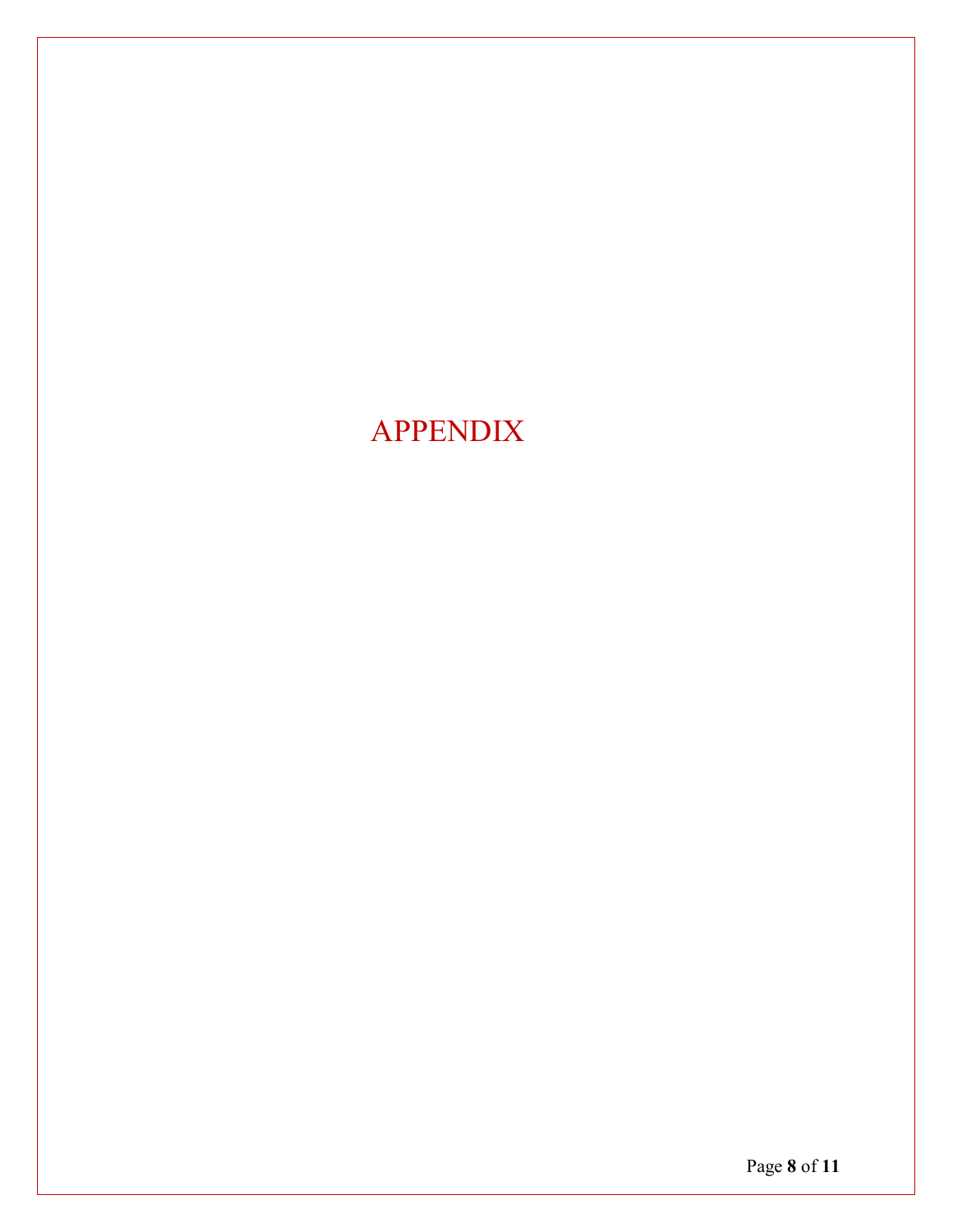# APPENDIX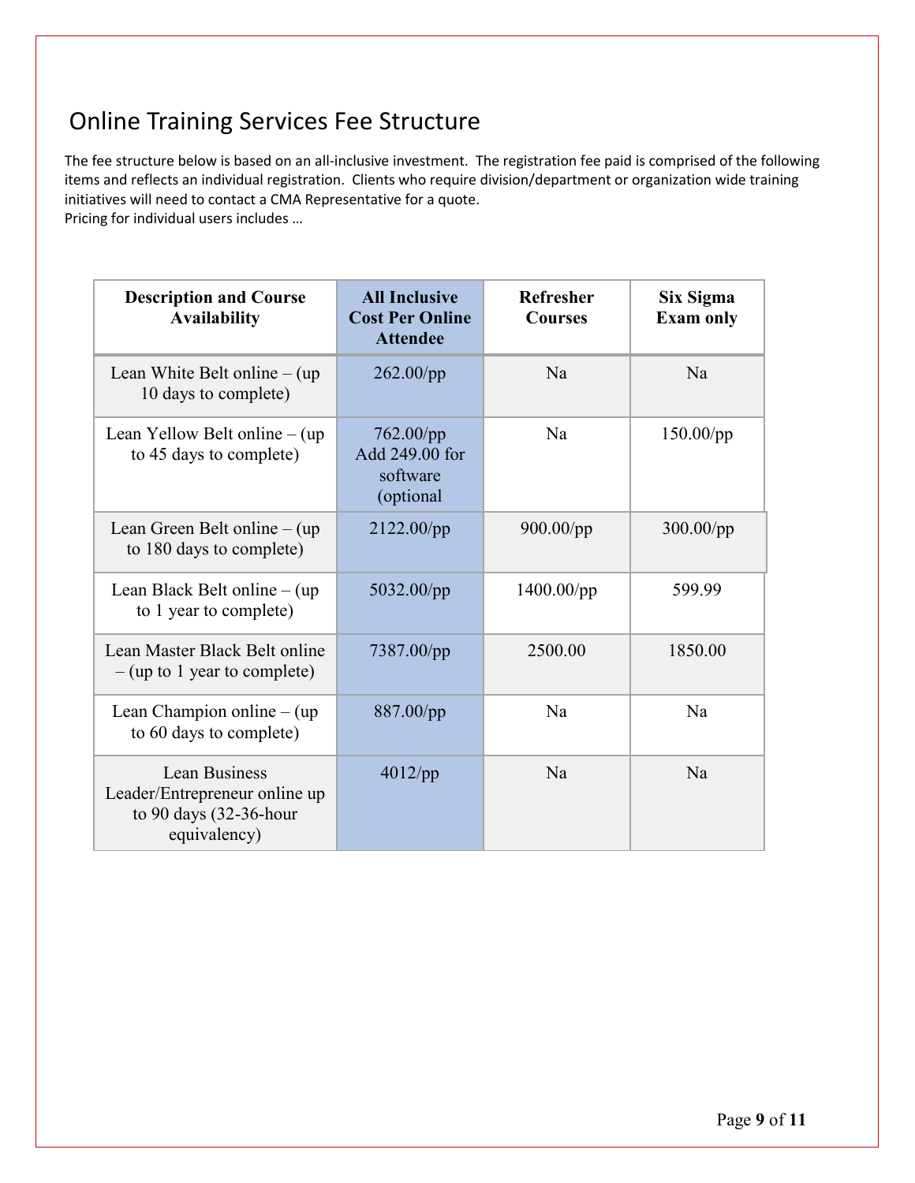# Online Training Services Fee Structure

The fee structure below is based on an all-inclusive investment. The registration fee paid is comprised of the following items and reflects an individual registration. Clients who require division/department or organization wide training initiatives will need to contact a CMA Representative for a quote.
Pricing for individual users includes …

| Description and Course Availability | All Inclusive Cost Per Online Attendee | Refresher Courses | Six Sigma Exam only |
|---|---|---|---|
| Lean White Belt online – (up 10 days to complete) | 262.00/pp | Na | Na |
| Lean Yellow Belt online – (up to 45 days to complete) | 762.00/pp Add 249.00 for software (optional | Na | 150.00/pp |
| Lean Green Belt online – (up to 180 days to complete) | 2122.00/pp | 900.00/pp | 300.00/pp |
| Lean Black Belt online – (up to 1 year to complete) | 5032.00/pp | 1400.00/pp | 599.99 |
| Lean Master Black Belt online – (up to 1 year to complete) | 7387.00/pp | 2500.00 | 1850.00 |
| Lean Champion online – (up to 60 days to complete) | 887.00/pp | Na | Na |
| Lean Business Leader/Entrepreneur online up to 90 days (32-36-hour equivalency) | 4012/pp | Na | Na |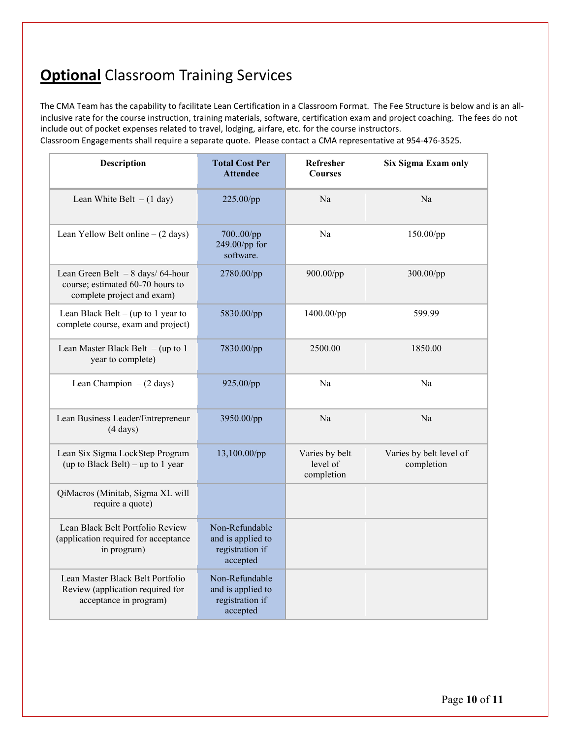# **Optional** Classroom Training Services

The CMA Team has the capability to facilitate Lean Certification in a Classroom Format. The Fee Structure is below and is an all-inclusive rate for the course instruction, training materials, software, certification exam and project coaching. The fees do not include out of pocket expenses related to travel, lodging, airfare, etc. for the course instructors.
Classroom Engagements shall require a separate quote. Please contact a CMA representative at 954-476-3525.

| Description | Total Cost Per Attendee | Refresher Courses | Six Sigma Exam only |
|---|---|---|---|
| Lean White Belt – (1 day) | 225.00/pp | Na | Na |
| Lean Yellow Belt online – (2 days) | 700..00/pp 249.00/pp for software. | Na | 150.00/pp |
| Lean Green Belt – 8 days/ 64-hour course; estimated 60-70 hours to complete project and exam) | 2780.00/pp | 900.00/pp | 300.00/pp |
| Lean Black Belt – (up to 1 year to complete course, exam and project) | 5830.00/pp | 1400.00/pp | 599.99 |
| Lean Master Black Belt – (up to 1 year to complete) | 7830.00/pp | 2500.00 | 1850.00 |
| Lean Champion – (2 days) | 925.00/pp | Na | Na |
| Lean Business Leader/Entrepreneur (4 days) | 3950.00/pp | Na | Na |
| Lean Six Sigma LockStep Program (up to Black Belt) – up to 1 year | 13,100.00/pp | Varies by belt level of completion | Varies by belt level of completion |
| QiMacros (Minitab, Sigma XL will require a quote) | | | |
| Lean Black Belt Portfolio Review (application required for acceptance in program) | Non-Refundable and is applied to registration if accepted | | |
| Lean Master Black Belt Portfolio Review (application required for acceptance in program) | Non-Refundable and is applied to registration if accepted | | |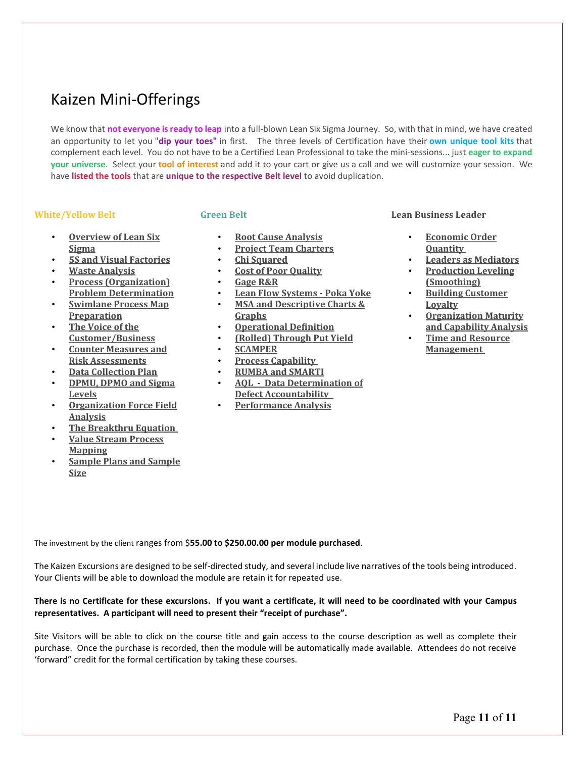# Kaizen Mini-Offerings

We know that **not everyone is ready to leap** into a full-blown Lean Six Sigma Journey. So, with that in mind, we have created an opportunity to let you **"dip your toes"** in first. The three levels of Certification have their **own unique tool kits** that complement each level. You do not have to be a Certified Lean Professional to take the mini-sessions... just **eager to expand your universe**. Select your **tool of interest** and add it to your cart or give us a call and we will customize your session. We have **listed the tools** that are **unique to the respective Belt level** to avoid duplication.

### White/Yellow Belt

- **Overview of Lean Six Sigma**
- **5S and Visual Factories**
- **Waste Analysis**
- **Process (Organization) Problem Determination**
- **Swimlane Process Map Preparation**
- **The Voice of the Customer/Business**
- **Counter Measures and Risk Assessments**
- **Data Collection Plan**
- **DPMU, DPMO and Sigma Levels**
- **Organization Force Field Analysis**
- **The Breakthru Equation**
- **Value Stream Process Mapping**
- **Sample Plans and Sample Size**

### Green Belt

- **Root Cause Analysis**
- **Project Team Charters**
- **Chi Squared**
- **Cost of Poor Quality**
- **Gage R&R**
- **Lean Flow Systems - Poka Yoke**
- **MSA and Descriptive Charts & Graphs**
- **Operational Definition**
- **(Rolled) Through Put Yield**
- **SCAMPER**
- **Process Capability**
- **RUMBA and SMARTI**
- **AQL - Data Determination of Defect Accountability**
- **Performance Analysis**

### Lean Business Leader

- **Economic Order Quantity**
- **Leaders as Mediators**
- **Production Leveling (Smoothing)**
- **Building Customer Loyalty**
- **Organization Maturity and Capability Analysis**
- **Time and Resource Management**

The investment by the client ranges from $**55.00 to $250.00.00 per module purchased**.

The Kaizen Excursions are designed to be self-directed study, and several include live narratives of the tools being introduced. Your Clients will be able to download the module are retain it for repeated use.

**There is no Certificate for these excursions. If you want a certificate, it will need to be coordinated with your Campus representatives. A participant will need to present their "receipt of purchase".**

Site Visitors will be able to click on the course title and gain access to the course description as well as complete their purchase. Once the purchase is recorded, then the module will be automatically made available. Attendees do not receive 'forward" credit for the formal certification by taking these courses.